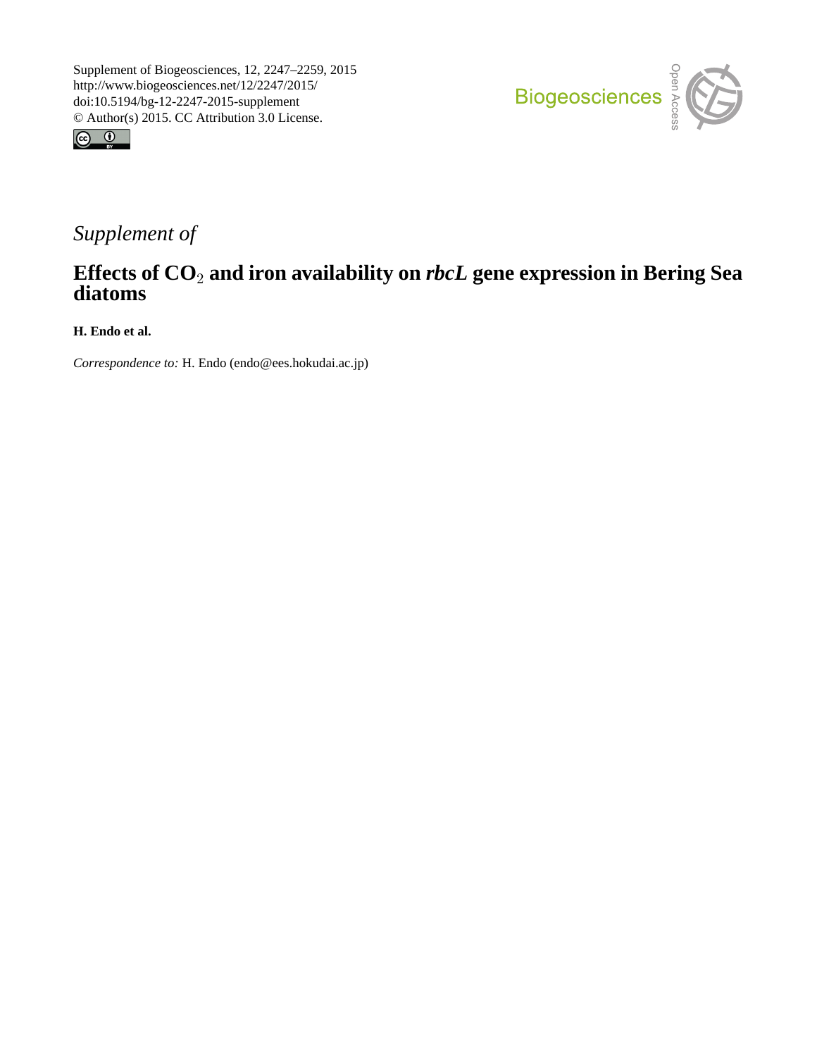Supplement of Biogeosciences, 12, 2247–2259, 2015
http://www.biogeosciences.net/12/2247/2015/
doi:10.5194/bg-12-2247-2015-supplement
© Author(s) 2015. CC Attribution 3.0 License.

*Supplement of*

# Effects of $CO_2$ and iron availability on *rbcL* gene expression in Bering Sea diatoms

**H. Endo et al.**

*Correspondence to:* H. Endo (endo@ees.hokudai.ac.jp)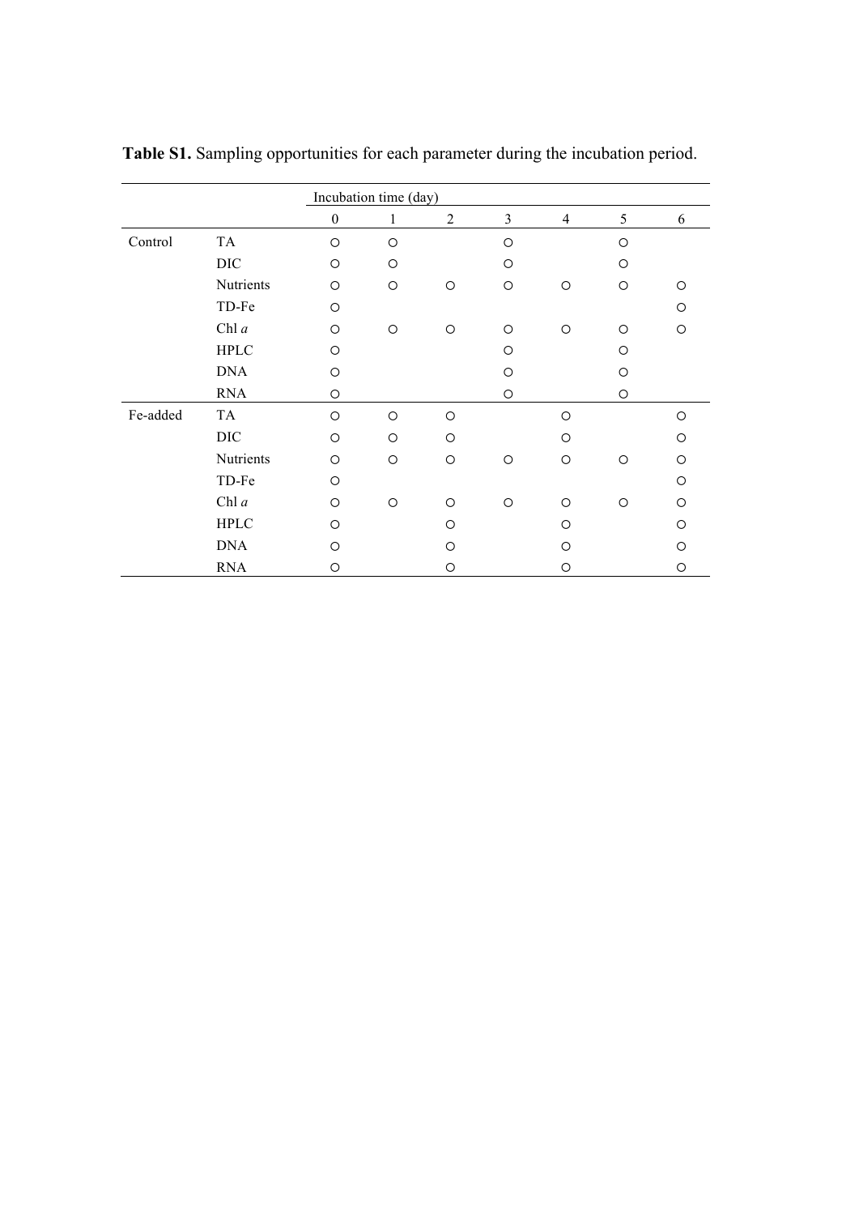**Table S1.** Sampling opportunities for each parameter during the incubation period.

| | | Incubation time (day) | | | | | | |
|---|---|---|---|---|---|---|---|---|
| | | 0 | 1 | 2 | 3 | 4 | 5 | 6 |
| Control | TA | ○ | ○ | | ○ | | ○ | |
| | DIC | ○ | ○ | | ○ | | ○ | |
| | Nutrients | ○ | ○ | ○ | ○ | ○ | ○ | ○ |
| | TD-Fe | ○ | | | | | | ○ |
| | Chl *a* | ○ | ○ | ○ | ○ | ○ | ○ | ○ |
| | HPLC | ○ | | | ○ | | ○ | |
| | DNA | ○ | | | ○ | | ○ | |
| | RNA | ○ | | | ○ | | ○ | |
| Fe-added | TA | ○ | ○ | ○ | | ○ | | ○ |
| | DIC | ○ | ○ | ○ | | ○ | | ○ |
| | Nutrients | ○ | ○ | ○ | ○ | ○ | ○ | ○ |
| | TD-Fe | ○ | | | | | | ○ |
| | Chl *a* | ○ | ○ | ○ | ○ | ○ | ○ | ○ |
| | HPLC | ○ | | ○ | | ○ | | ○ |
| | DNA | ○ | | ○ | | ○ | | ○ |
| | RNA | ○ | | ○ | | ○ | | ○ |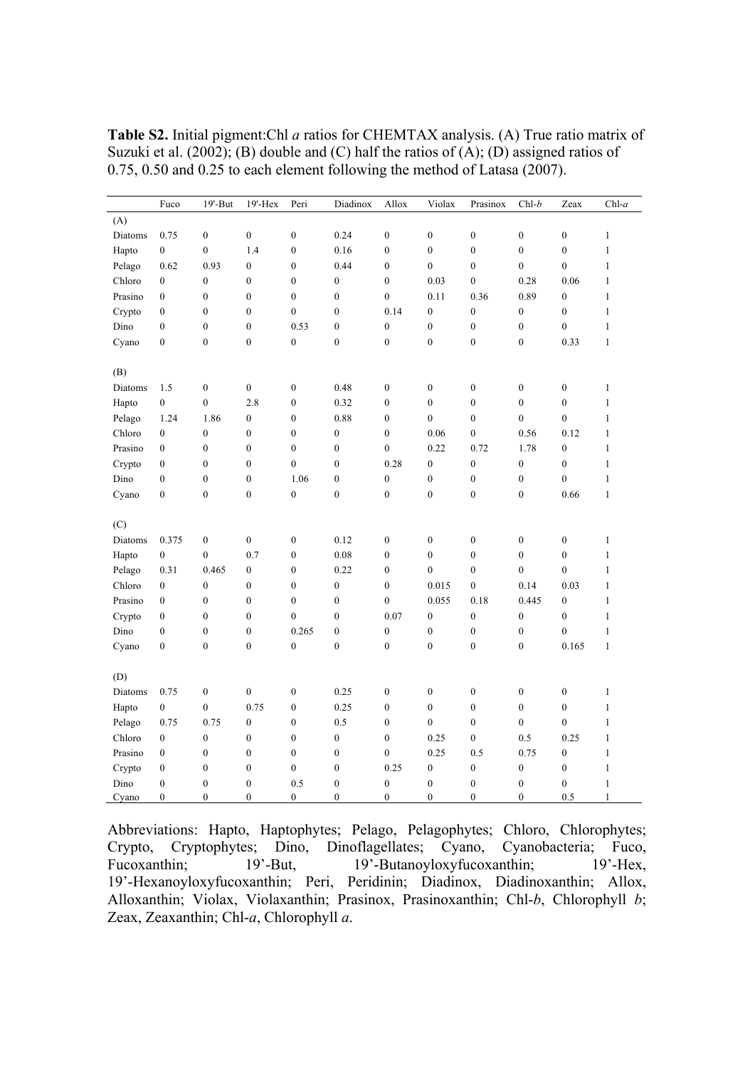**Table S2.** Initial pigment:Chl *a* ratios for CHEMTAX analysis. (A) True ratio matrix of Suzuki et al. (2002); (B) double and (C) half the ratios of (A); (D) assigned ratios of 0.75, 0.50 and 0.25 to each element following the method of Latasa (2007).

| | Fuco | 19'-But | 19'-Hex | Peri | Diadinox | Allox | Violax | Prasinox | Chl-*b* | Zeax | Chl-*a* |
|---|---|---|---|---|---|---|---|---|---|---|---|
| (A) | | | | | | | | | | | |
| Diatoms | 0.75 | 0 | 0 | 0 | 0.24 | 0 | 0 | 0 | 0 | 0 | 1 |
| Hapto | 0 | 0 | 1.4 | 0 | 0.16 | 0 | 0 | 0 | 0 | 0 | 1 |
| Pelago | 0.62 | 0.93 | 0 | 0 | 0.44 | 0 | 0 | 0 | 0 | 0 | 1 |
| Chloro | 0 | 0 | 0 | 0 | 0 | 0 | 0.03 | 0 | 0.28 | 0.06 | 1 |
| Prasino | 0 | 0 | 0 | 0 | 0 | 0 | 0.11 | 0.36 | 0.89 | 0 | 1 |
| Crypto | 0 | 0 | 0 | 0 | 0 | 0.14 | 0 | 0 | 0 | 0 | 1 |
| Dino | 0 | 0 | 0 | 0.53 | 0 | 0 | 0 | 0 | 0 | 0 | 1 |
| Cyano | 0 | 0 | 0 | 0 | 0 | 0 | 0 | 0 | 0 | 0.33 | 1 |
| (B) | | | | | | | | | | | |
| Diatoms | 1.5 | 0 | 0 | 0 | 0.48 | 0 | 0 | 0 | 0 | 0 | 1 |
| Hapto | 0 | 0 | 2.8 | 0 | 0.32 | 0 | 0 | 0 | 0 | 0 | 1 |
| Pelago | 1.24 | 1.86 | 0 | 0 | 0.88 | 0 | 0 | 0 | 0 | 0 | 1 |
| Chloro | 0 | 0 | 0 | 0 | 0 | 0 | 0.06 | 0 | 0.56 | 0.12 | 1 |
| Prasino | 0 | 0 | 0 | 0 | 0 | 0 | 0.22 | 0.72 | 1.78 | 0 | 1 |
| Crypto | 0 | 0 | 0 | 0 | 0 | 0.28 | 0 | 0 | 0 | 0 | 1 |
| Dino | 0 | 0 | 0 | 1.06 | 0 | 0 | 0 | 0 | 0 | 0 | 1 |
| Cyano | 0 | 0 | 0 | 0 | 0 | 0 | 0 | 0 | 0 | 0.66 | 1 |
| (C) | | | | | | | | | | | |
| Diatoms | 0.375 | 0 | 0 | 0 | 0.12 | 0 | 0 | 0 | 0 | 0 | 1 |
| Hapto | 0 | 0 | 0.7 | 0 | 0.08 | 0 | 0 | 0 | 0 | 0 | 1 |
| Pelago | 0.31 | 0.465 | 0 | 0 | 0.22 | 0 | 0 | 0 | 0 | 0 | 1 |
| Chloro | 0 | 0 | 0 | 0 | 0 | 0 | 0.015 | 0 | 0.14 | 0.03 | 1 |
| Prasino | 0 | 0 | 0 | 0 | 0 | 0 | 0.055 | 0.18 | 0.445 | 0 | 1 |
| Crypto | 0 | 0 | 0 | 0 | 0 | 0.07 | 0 | 0 | 0 | 0 | 1 |
| Dino | 0 | 0 | 0 | 0.265 | 0 | 0 | 0 | 0 | 0 | 0 | 1 |
| Cyano | 0 | 0 | 0 | 0 | 0 | 0 | 0 | 0 | 0 | 0.165 | 1 |
| (D) | | | | | | | | | | | |
| Diatoms | 0.75 | 0 | 0 | 0 | 0.25 | 0 | 0 | 0 | 0 | 0 | 1 |
| Hapto | 0 | 0 | 0.75 | 0 | 0.25 | 0 | 0 | 0 | 0 | 0 | 1 |
| Pelago | 0.75 | 0.75 | 0 | 0 | 0.5 | 0 | 0 | 0 | 0 | 0 | 1 |
| Chloro | 0 | 0 | 0 | 0 | 0 | 0 | 0.25 | 0 | 0.5 | 0.25 | 1 |
| Prasino | 0 | 0 | 0 | 0 | 0 | 0 | 0.25 | 0.5 | 0.75 | 0 | 1 |
| Crypto | 0 | 0 | 0 | 0 | 0 | 0.25 | 0 | 0 | 0 | 0 | 1 |
| Dino | 0 | 0 | 0 | 0.5 | 0 | 0 | 0 | 0 | 0 | 0 | 1 |
| Cyano | 0 | 0 | 0 | 0 | 0 | 0 | 0 | 0 | 0 | 0.5 | 1 |

Abbreviations: Hapto, Haptophytes; Pelago, Pelagophytes; Chloro, Chlorophytes; Crypto, Cryptophytes; Dino, Dinoflagellates; Cyano, Cyanobacteria; Fuco, Fucoxanthin; 19'-But, 19'-Butanoyloxyfucoxanthin; 19'-Hex, 19'-Hexanoyloxyfucoxanthin; Peri, Peridinin; Diadinox, Diadinoxanthin; Allox, Alloxanthin; Violax, Violaxanthin; Prasinox, Prasinoxanthin; Chl-*b*, Chlorophyll *b*; Zeax, Zeaxanthin; Chl-*a*, Chlorophyll *a*.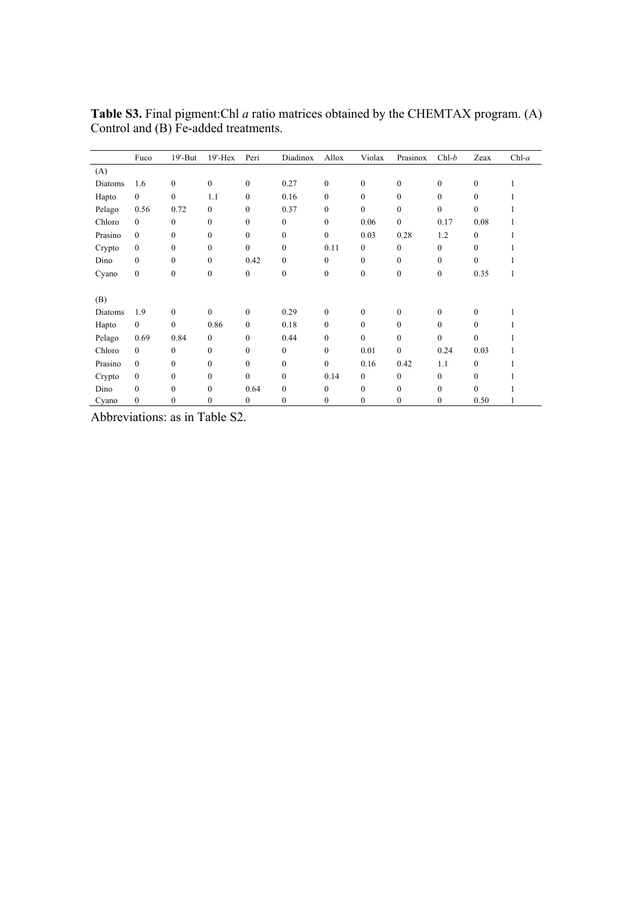**Table S3.** Final pigment:Chl *a* ratio matrices obtained by the CHEMTAX program. (A) Control and (B) Fe-added treatments.

| | Fuco | 19'-But | 19'-Hex | Peri | Diadinox | Allox | Violax | Prasinox | Chl-*b* | Zeax | Chl-*a* |
|---|---|---|---|---|---|---|---|---|---|---|---|
| (A) | | | | | | | | | | | |
| Diatoms | 1.6 | 0 | 0 | 0 | 0.27 | 0 | 0 | 0 | 0 | 0 | 1 |
| Hapto | 0 | 0 | 1.1 | 0 | 0.16 | 0 | 0 | 0 | 0 | 0 | 1 |
| Pelago | 0.56 | 0.72 | 0 | 0 | 0.37 | 0 | 0 | 0 | 0 | 0 | 1 |
| Chloro | 0 | 0 | 0 | 0 | 0 | 0 | 0.06 | 0 | 0.17 | 0.08 | 1 |
| Prasino | 0 | 0 | 0 | 0 | 0 | 0 | 0.03 | 0.28 | 1.2 | 0 | 1 |
| Crypto | 0 | 0 | 0 | 0 | 0 | 0.11 | 0 | 0 | 0 | 0 | 1 |
| Dino | 0 | 0 | 0 | 0.42 | 0 | 0 | 0 | 0 | 0 | 0 | 1 |
| Cyano | 0 | 0 | 0 | 0 | 0 | 0 | 0 | 0 | 0 | 0.35 | 1 |
| (B) | | | | | | | | | | | |
| Diatoms | 1.9 | 0 | 0 | 0 | 0.29 | 0 | 0 | 0 | 0 | 0 | 1 |
| Hapto | 0 | 0 | 0.86 | 0 | 0.18 | 0 | 0 | 0 | 0 | 0 | 1 |
| Pelago | 0.69 | 0.84 | 0 | 0 | 0.44 | 0 | 0 | 0 | 0 | 0 | 1 |
| Chloro | 0 | 0 | 0 | 0 | 0 | 0 | 0.01 | 0 | 0.24 | 0.03 | 1 |
| Prasino | 0 | 0 | 0 | 0 | 0 | 0 | 0.16 | 0.42 | 1.1 | 0 | 1 |
| Crypto | 0 | 0 | 0 | 0 | 0 | 0.14 | 0 | 0 | 0 | 0 | 1 |
| Dino | 0 | 0 | 0 | 0.64 | 0 | 0 | 0 | 0 | 0 | 0 | 1 |
| Cyano | 0 | 0 | 0 | 0 | 0 | 0 | 0 | 0 | 0 | 0.50 | 1 |

Abbreviations: as in Table S2.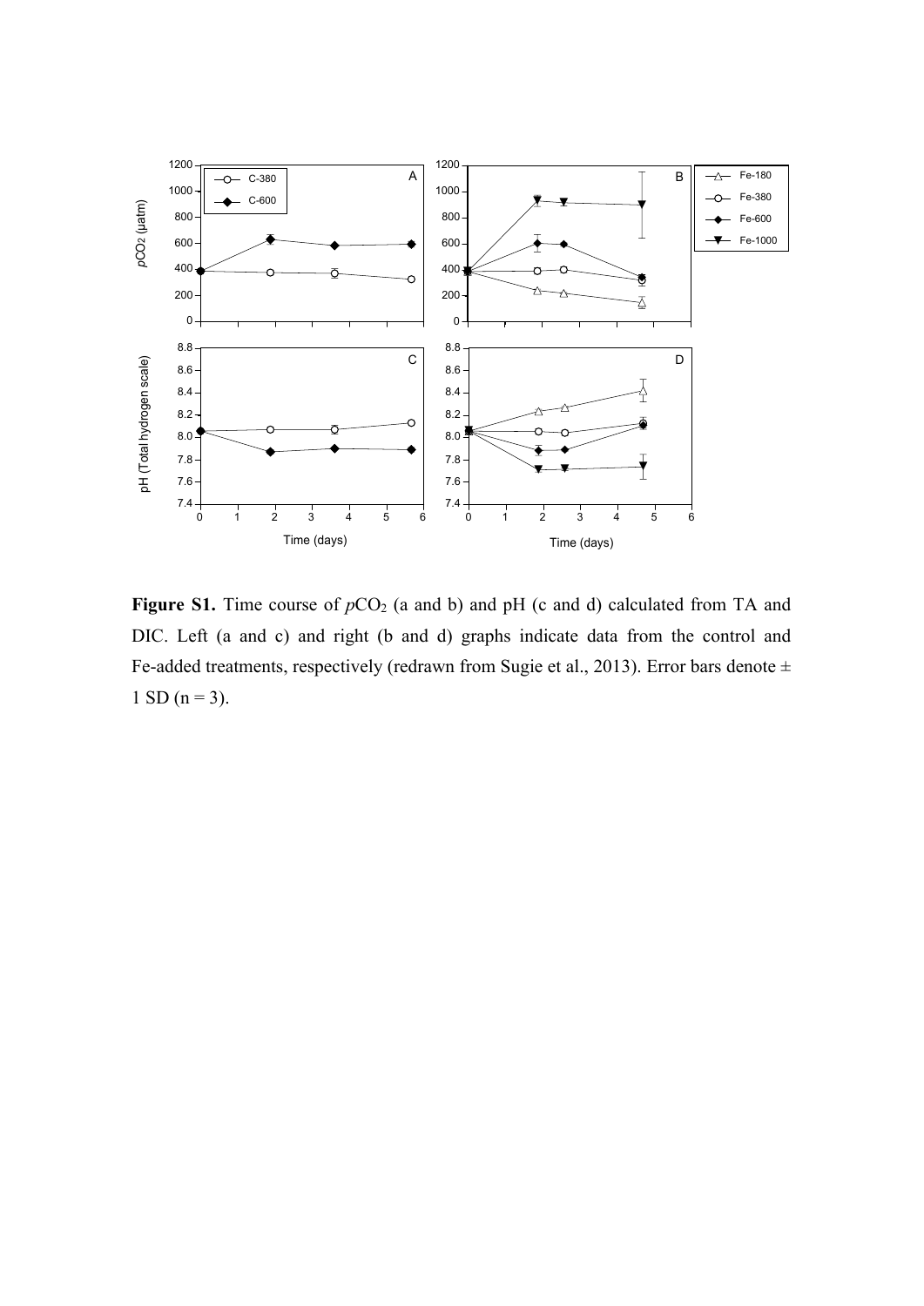**Figure S1.** Time course of $pCO_2$ (a and b) and pH (c and d) calculated from TA and DIC. Left (a and c) and right (b and d) graphs indicate data from the control and Fe-added treatments, respectively (redrawn from Sugie et al., 2013). Error bars denote ± 1 SD (n = 3).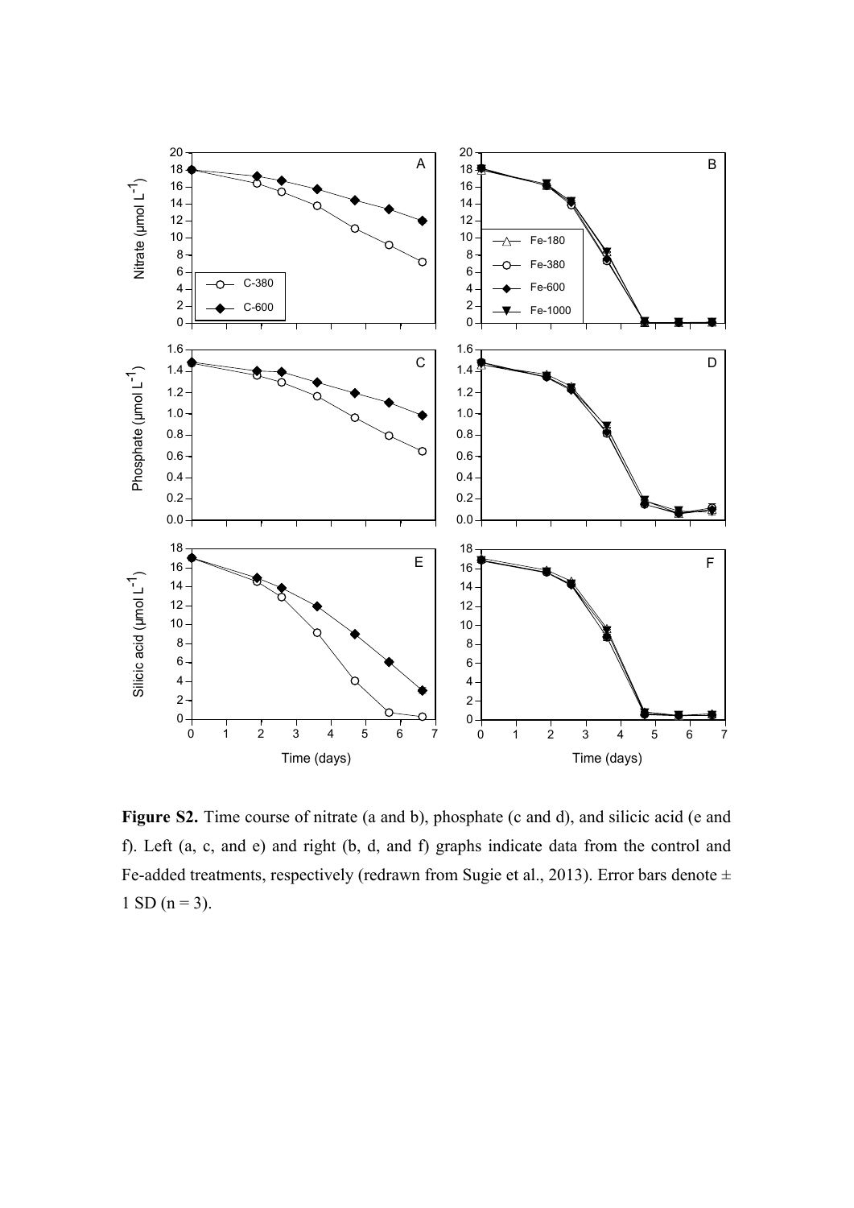**Figure S2.** Time course of nitrate (a and b), phosphate (c and d), and silicic acid (e and f). Left (a, c, and e) and right (b, d, and f) graphs indicate data from the control and Fe-added treatments, respectively (redrawn from Sugie et al., 2013). Error bars denote ± 1 SD (n = 3).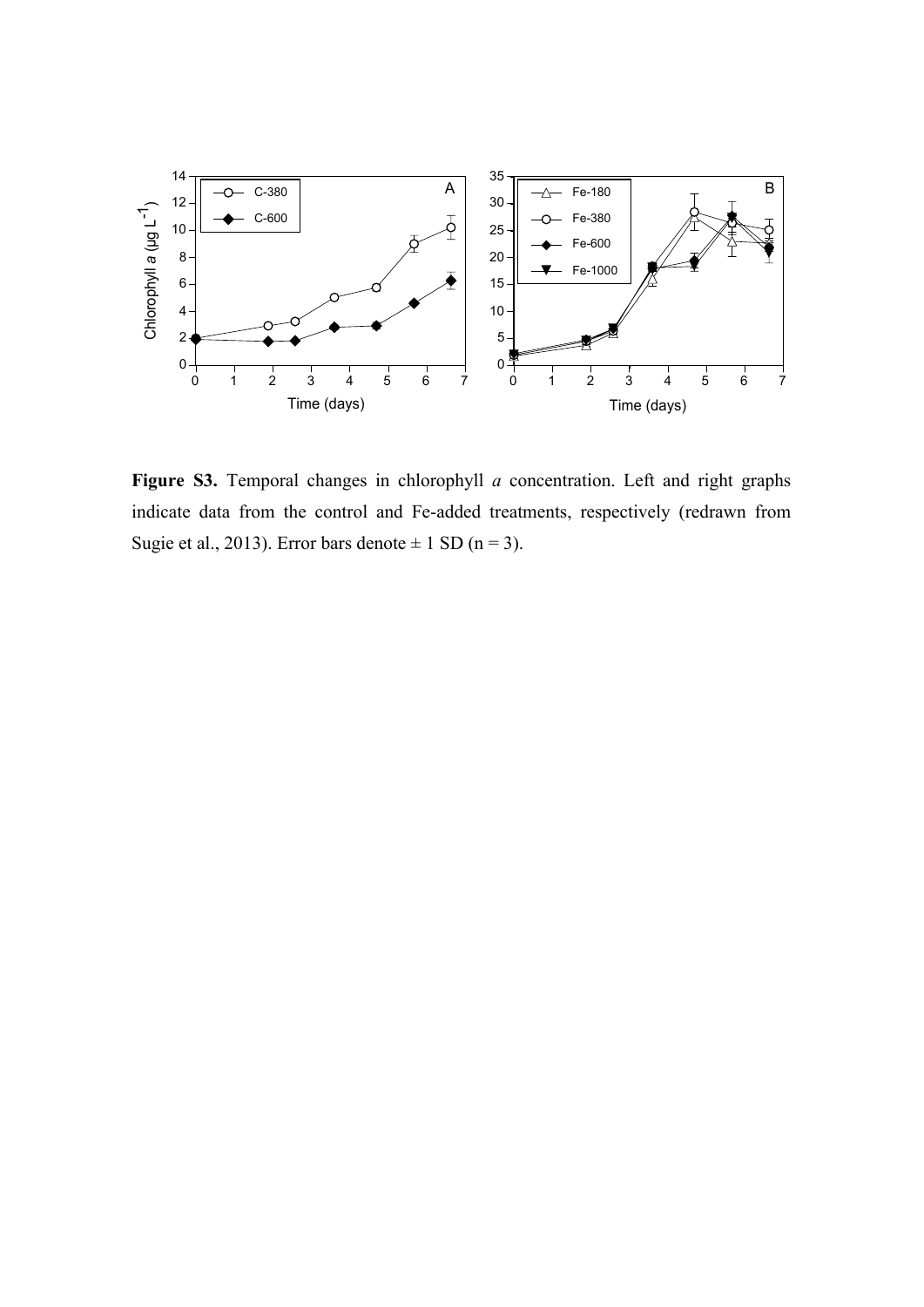14
12
10
8
6
4
2
0
Chlorophyll *a* (μg L$^{-1}$)
0 1 2 3 4 5 6 7
Time (days)
C-380
C-600
A

35
30
25
20
15
10
5
0
0 1 2 3 4 5 6 7
Time (days)
Fe-180
Fe-380
Fe-600
Fe-1000
B

**Figure S3.** Temporal changes in chlorophyll *a* concentration. Left and right graphs indicate data from the control and Fe-added treatments, respectively (redrawn from Sugie et al., 2013). Error bars denote ± 1 SD (n = 3).